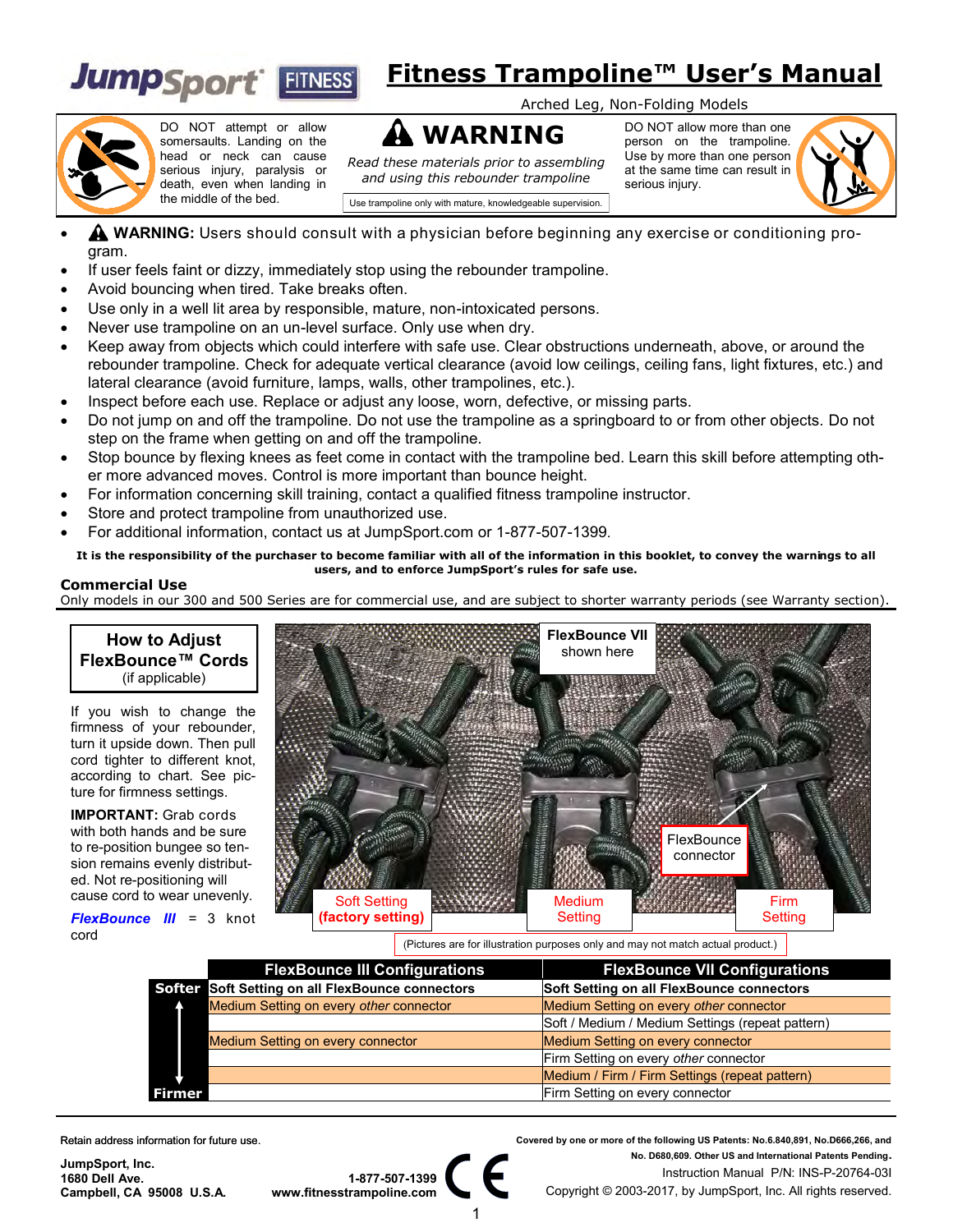# JumpSport FITNESS — Fitness Trampoline™ User's Manual

Arched Leg, Non-Folding Models

DO NOT attempt or allow somersaults. Landing on the head or neck can cause serious injury, paralysis or death, even when landing in the middle of the bed.

## ⚠ WARNING

*Read these materials prior to assembling and using this rebounder trampoline*

Use trampoline only with mature, knowledgeable supervision.

DO NOT allow more than one person on the trampoline. Use by more than one person at the same time can result in serious injury.

- ⚠ **WARNING:** Users should consult with a physician before beginning any exercise or conditioning program.
- If user feels faint or dizzy, immediately stop using the rebounder trampoline.
- Avoid bouncing when tired. Take breaks often.
- Use only in a well lit area by responsible, mature, non-intoxicated persons.
- Never use trampoline on an un-level surface. Only use when dry.
- Keep away from objects which could interfere with safe use. Clear obstructions underneath, above, or around the rebounder trampoline. Check for adequate vertical clearance (avoid low ceilings, ceiling fans, light fixtures, etc.) and lateral clearance (avoid furniture, lamps, walls, other trampolines, etc.).
- Inspect before each use. Replace or adjust any loose, worn, defective, or missing parts.
- Do not jump on and off the trampoline. Do not use the trampoline as a springboard to or from other objects. Do not step on the frame when getting on and off the trampoline.
- Stop bounce by flexing knees as feet come in contact with the trampoline bed. Learn this skill before attempting other more advanced moves. Control is more important than bounce height.
- For information concerning skill training, contact a qualified fitness trampoline instructor.
- Store and protect trampoline from unauthorized use.
- For additional information, contact us at JumpSport.com or 1-877-507-1399.

**It is the responsibility of the purchaser to become familiar with all of the information in this booklet, to convey the warnings to all users, and to enforce JumpSport's rules for safe use.**

### Commercial Use

Only models in our 300 and 500 Series are for commercial use, and are subject to shorter warranty periods (see Warranty section).

### How to Adjust FlexBounce™ Cords (if applicable)

If you wish to change the firmness of your rebounder, turn it upside down. Then pull cord tighter to different knot, according to chart. See picture for firmness settings.

**IMPORTANT:** Grab cords with both hands and be sure to re-position bungee so tension remains evenly distributed. Not re-positioning will cause cord to wear unevenly.

***FlexBounce III*** = 3 knot cord

FlexBounce VII shown here

FlexBounce connector

Soft Setting **(factory setting)** — Medium Setting — Firm Setting

(Pictures are for illustration purposes only and may not match actual product.)

| | FlexBounce III Configurations | FlexBounce VII Configurations |
|---|---|---|
| Softer | **Soft Setting on all FlexBounce connectors** | **Soft Setting on all FlexBounce connectors** |
| ↑ | Medium Setting on every *other* connector | Medium Setting on every *other* connector |
| | | Soft / Medium / Medium Settings (repeat pattern) |
| | Medium Setting on every connector | Medium Setting on every connector |
| | | Firm Setting on every *other* connector |
| ↓ | | Medium / Firm / Firm Settings (repeat pattern) |
| Firmer | | Firm Setting on every connector |

Retain address information for future use.

**JumpSport, Inc.**
**1680 Dell Ave.**
**Campbell, CA 95008 U.S.A.**

**1-877-507-1399**
**www.fitnesstrampoline.com**

CE

**Covered by one or more of the following US Patents: No.6.840,891, No.D666,266, and No. D680,609. Other US and International Patents Pending.**

Instruction Manual P/N: INS-P-20764-03I
Copyright © 2003-2017, by JumpSport, Inc. All rights reserved.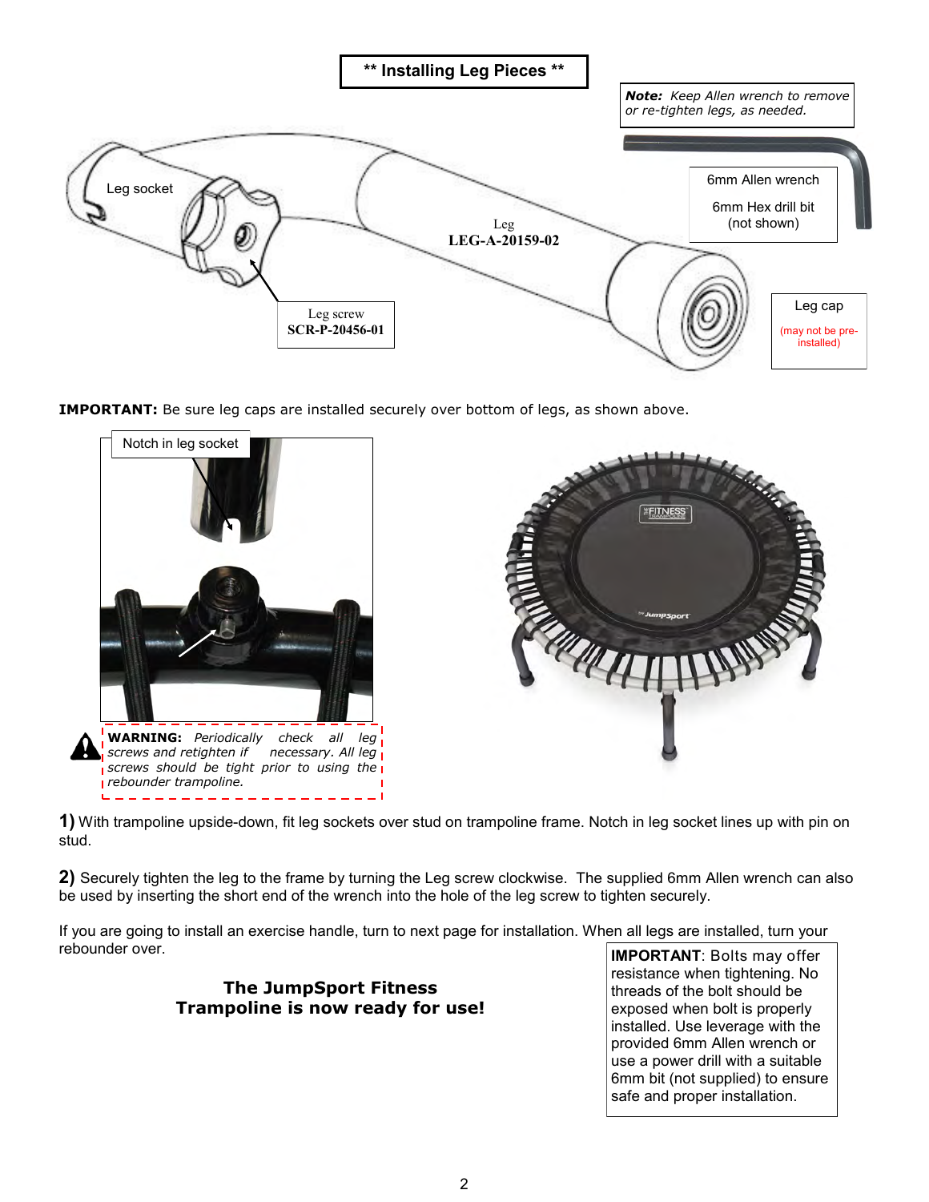## ** Installing Leg Pieces **

***Note:*** *Keep Allen wrench to remove or re-tighten legs, as needed.*

6mm Allen wrench

6mm Hex drill bit (not shown)

Leg socket

Leg
**LEG-A-20159-02**

Leg screw
**SCR-P-20456-01**

Leg cap
(may not be pre-installed)

**IMPORTANT:** Be sure leg caps are installed securely over bottom of legs, as shown above.

Notch in leg socket

**WARNING:** *Periodically check all leg screws and retighten if necessary. All leg screws should be tight prior to using the rebounder trampoline.*

**1)** With trampoline upside-down, fit leg sockets over stud on trampoline frame. Notch in leg socket lines up with pin on stud.

**2)** Securely tighten the leg to the frame by turning the Leg screw clockwise. The supplied 6mm Allen wrench can also be used by inserting the short end of the wrench into the hole of the leg screw to tighten securely.

If you are going to install an exercise handle, turn to next page for installation. When all legs are installed, turn your rebounder over.

**The JumpSport Fitness Trampoline is now ready for use!**

**IMPORTANT**: Bolts may offer resistance when tightening. No threads of the bolt should be exposed when bolt is properly installed. Use leverage with the provided 6mm Allen wrench or use a power drill with a suitable 6mm bit (not supplied) to ensure safe and proper installation.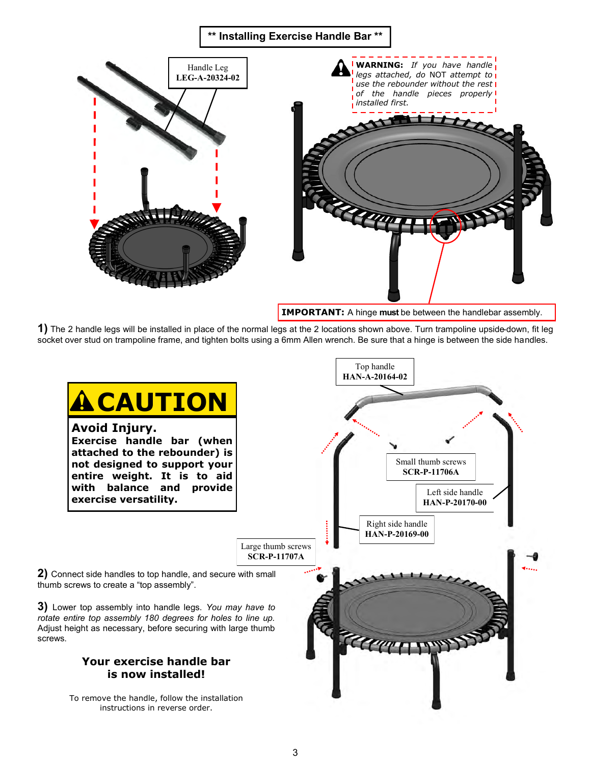# ** Installing Exercise Handle Bar **

Handle Leg
**LEG-A-20324-02**

**WARNING:** *If you have handle legs attached, do* NOT *attempt to use the rebounder without the rest of the handle pieces properly installed first.*

**IMPORTANT:** A hinge **must** be between the handlebar assembly.

**1)** The 2 handle legs will be installed in place of the normal legs at the 2 locations shown above. Turn trampoline upside-down, fit leg socket over stud on trampoline frame, and tighten bolts using a 6mm Allen wrench. Be sure that a hinge is between the side handles.

Top handle
**HAN-A-20164-02**

Small thumb screws
**SCR-P-11706A**

Left side handle
**HAN-P-20170-00**

Right side handle
**HAN-P-20169-00**

Large thumb screws
**SCR-P-11707A**

## ⚠ CAUTION

**Avoid Injury.**
**Exercise handle bar (when attached to the rebounder) is not designed to support your entire weight. It is to aid with balance and provide exercise versatility.**

**2)** Connect side handles to top handle, and secure with small thumb screws to create a "top assembly".

**3)** Lower top assembly into handle legs. *You may have to rotate entire top assembly 180 degrees for holes to line up.* Adjust height as necessary, before securing with large thumb screws.

**Your exercise handle bar is now installed!**

To remove the handle, follow the installation instructions in reverse order.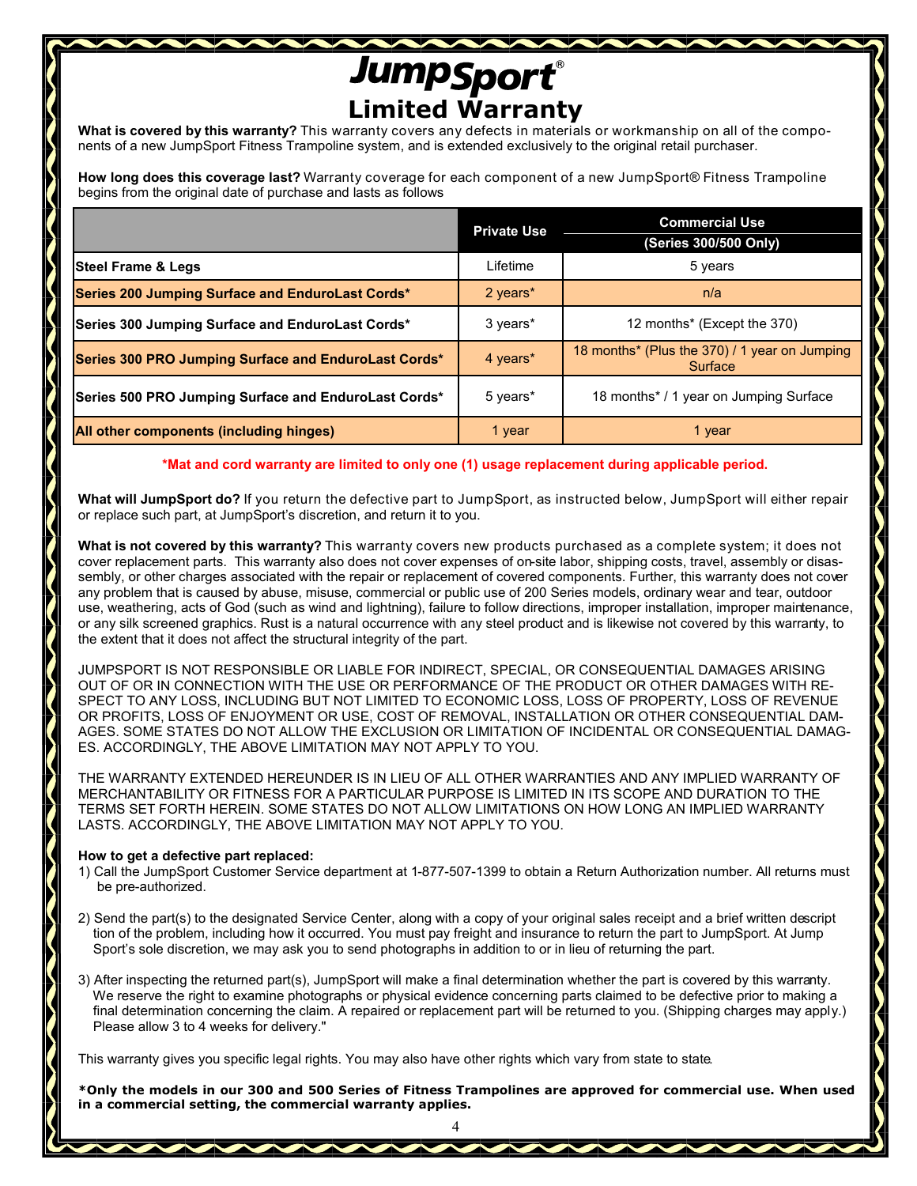# JumpSport®

## Limited Warranty

**What is covered by this warranty?** This warranty covers any defects in materials or workmanship on all of the components of a new JumpSport Fitness Trampoline system, and is extended exclusively to the original retail purchaser.

**How long does this coverage last?** Warranty coverage for each component of a new JumpSport® Fitness Trampoline begins from the original date of purchase and lasts as follows

| | Private Use | Commercial Use (Series 300/500 Only) |
|---|---|---|
| **Steel Frame & Legs** | Lifetime | 5 years |
| **Series 200 Jumping Surface and EnduroLast Cords*** | 2 years* | n/a |
| **Series 300 Jumping Surface and EnduroLast Cords*** | 3 years* | 12 months* (Except the 370) |
| **Series 300 PRO Jumping Surface and EnduroLast Cords*** | 4 years* | 18 months* (Plus the 370) / 1 year on Jumping Surface |
| **Series 500 PRO Jumping Surface and EnduroLast Cords*** | 5 years* | 18 months* / 1 year on Jumping Surface |
| **All other components (including hinges)** | 1 year | 1 year |

**\*Mat and cord warranty are limited to only one (1) usage replacement during applicable period.**

**What will JumpSport do?** If you return the defective part to JumpSport, as instructed below, JumpSport will either repair or replace such part, at JumpSport's discretion, and return it to you.

**What is not covered by this warranty?** This warranty covers new products purchased as a complete system; it does not cover replacement parts. This warranty also does not cover expenses of on-site labor, shipping costs, travel, assembly or disassembly, or other charges associated with the repair or replacement of covered components. Further, this warranty does not cover any problem that is caused by abuse, misuse, commercial or public use of 200 Series models, ordinary wear and tear, outdoor use, weathering, acts of God (such as wind and lightning), failure to follow directions, improper installation, improper maintenance, or any silk screened graphics. Rust is a natural occurrence with any steel product and is likewise not covered by this warranty, to the extent that it does not affect the structural integrity of the part.

JUMPSPORT IS NOT RESPONSIBLE OR LIABLE FOR INDIRECT, SPECIAL, OR CONSEQUENTIAL DAMAGES ARISING OUT OF OR IN CONNECTION WITH THE USE OR PERFORMANCE OF THE PRODUCT OR OTHER DAMAGES WITH RESPECT TO ANY LOSS, INCLUDING BUT NOT LIMITED TO ECONOMIC LOSS, LOSS OF PROPERTY, LOSS OF REVENUE OR PROFITS, LOSS OF ENJOYMENT OR USE, COST OF REMOVAL, INSTALLATION OR OTHER CONSEQUENTIAL DAMAGES. SOME STATES DO NOT ALLOW THE EXCLUSION OR LIMITATION OF INCIDENTAL OR CONSEQUENTIAL DAMAGES. ACCORDINGLY, THE ABOVE LIMITATION MAY NOT APPLY TO YOU.

THE WARRANTY EXTENDED HEREUNDER IS IN LIEU OF ALL OTHER WARRANTIES AND ANY IMPLIED WARRANTY OF MERCHANTABILITY OR FITNESS FOR A PARTICULAR PURPOSE IS LIMITED IN ITS SCOPE AND DURATION TO THE TERMS SET FORTH HEREIN. SOME STATES DO NOT ALLOW LIMITATIONS ON HOW LONG AN IMPLIED WARRANTY LASTS. ACCORDINGLY, THE ABOVE LIMITATION MAY NOT APPLY TO YOU.

**How to get a defective part replaced:**

1) Call the JumpSport Customer Service department at 1-877-507-1399 to obtain a Return Authorization number. All returns must be pre-authorized.

2) Send the part(s) to the designated Service Center, along with a copy of your original sales receipt and a brief written description of the problem, including how it occurred. You must pay freight and insurance to return the part to JumpSport. At JumpSport's sole discretion, we may ask you to send photographs in addition to or in lieu of returning the part.

3) After inspecting the returned part(s), JumpSport will make a final determination whether the part is covered by this warranty. We reserve the right to examine photographs or physical evidence concerning parts claimed to be defective prior to making a final determination concerning the claim. A repaired or replacement part will be returned to you. (Shipping charges may apply.) Please allow 3 to 4 weeks for delivery."

This warranty gives you specific legal rights. You may also have other rights which vary from state to state.

**\*Only the models in our 300 and 500 Series of Fitness Trampolines are approved for commercial use. When used in a commercial setting, the commercial warranty applies.**